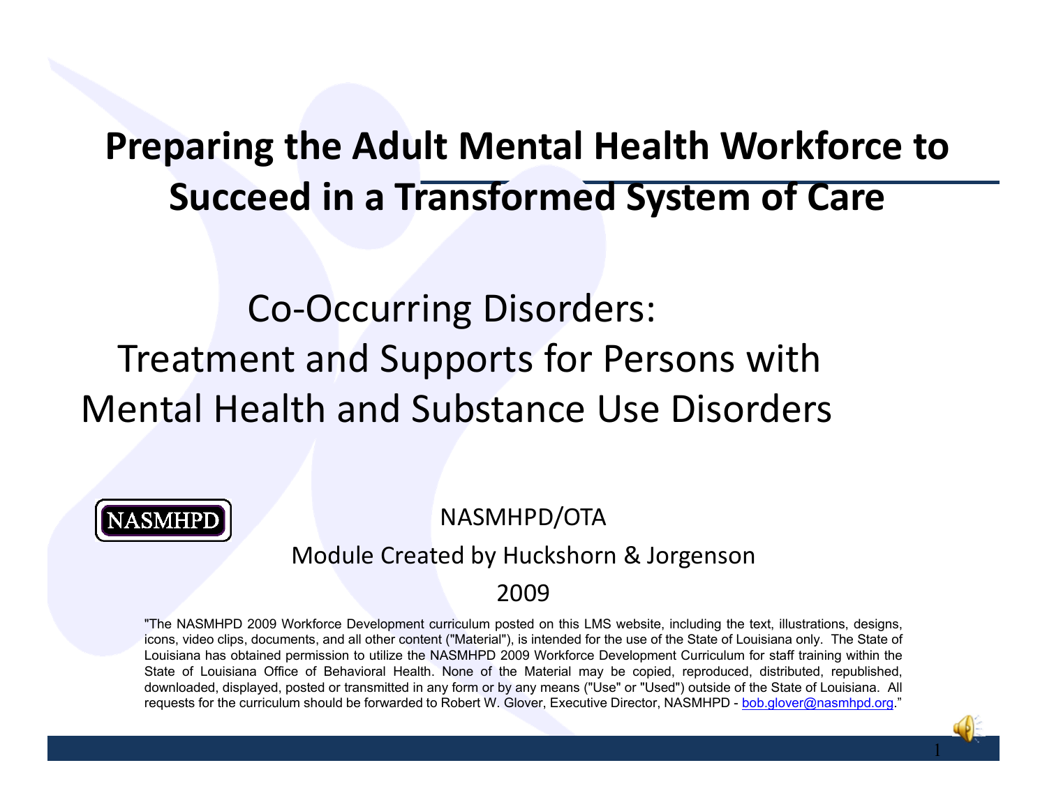# Preparing the Adult Mental Health Workforce to Succeed in a Transformed System of Care

## Co-Occurring Disorders: Treatment and Supports for Persons with Mental Health and Substance Use Disorders

NASMHPD

NASMHPD/OTA

Module Created by Huckshorn & Jorgenson

2009

"The NASMHPD 2009 Workforce Development curriculum posted on this LMS website, including the text, illustrations, designs, icons, video clips, documents, and all other content ("Material"), is intended for the use of the State of Louisiana only. The State of Louisiana has obtained permission to utilize the NASMHPD 2009 Workforce Development Curriculum for staff training within the State of Louisiana Office of Behavioral Health. None of the Material may be copied, reproduced, distributed, republished, downloaded, displayed, posted or transmitted in any form or by any means ("Use" or "Used") outside of the State of Louisiana. All requests for the curriculum should be forwarded to Robert W. Glover, Executive Director, NASMHPD - bob.glover@nasmhpd.org."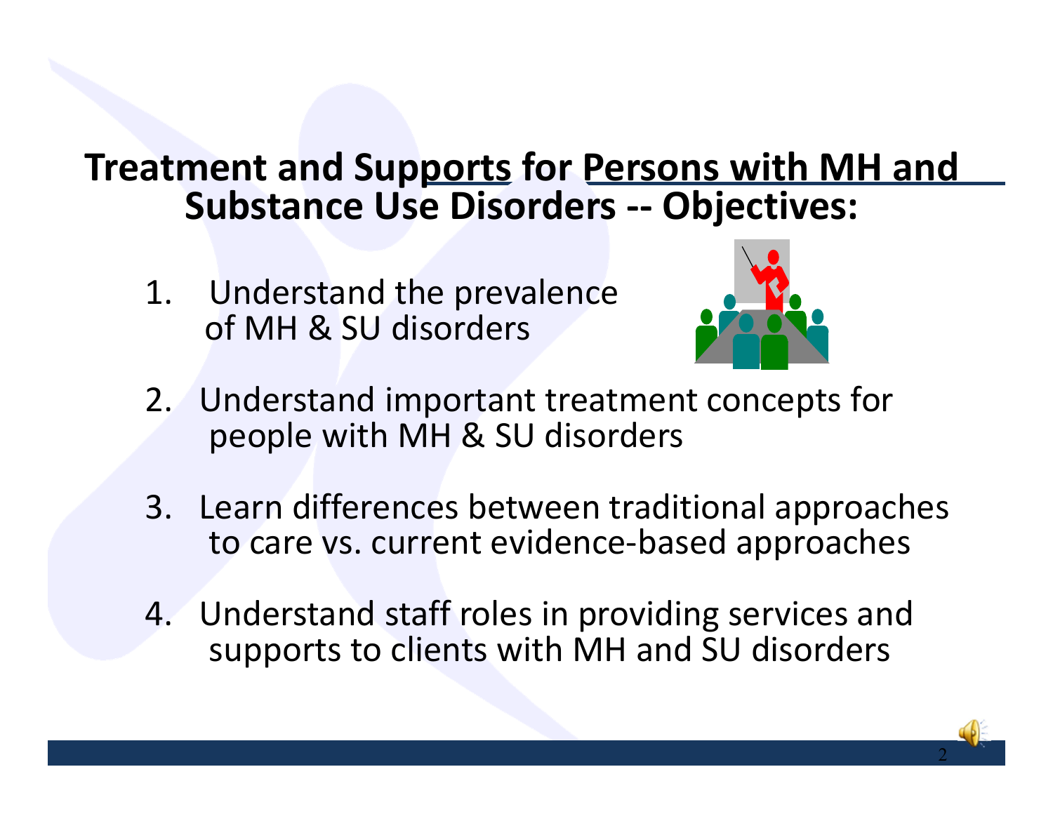# Treatment and Supports for Persons with MH and Substance Use Disorders -- Objectives:

1. Understand the prevalence of MH & SU disorders

2. Understand important treatment concepts for people with MH & SU disorders

3. Learn differences between traditional approaches to care vs. current evidence-based approaches

4. Understand staff roles in providing services and supports to clients with MH and SU disorders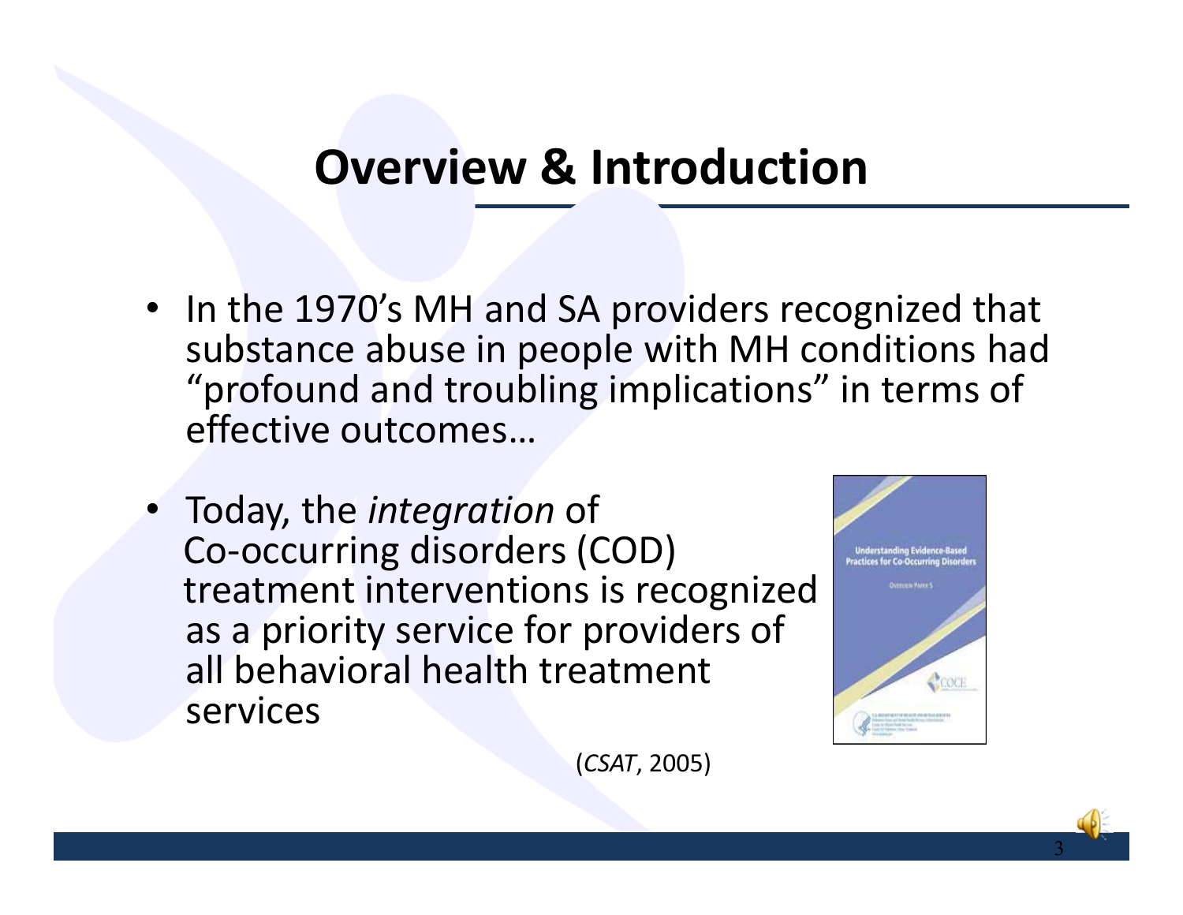# Overview & Introduction

- In the 1970's MH and SA providers recognized that substance abuse in people with MH conditions had "profound and troubling implications" in terms of effective outcomes…
- Today, the *integration* of Co-occurring disorders (COD) treatment interventions is recognized as a priority service for providers of all behavioral health treatment services

(*CSAT*, 2005)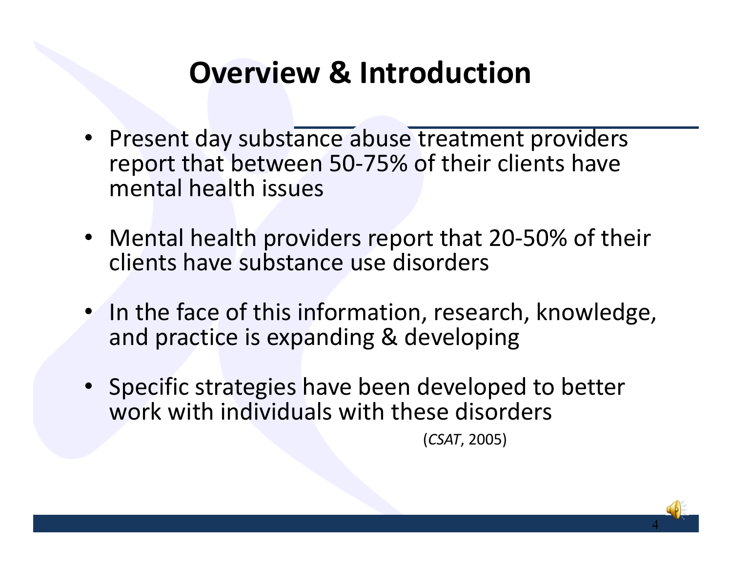# Overview & Introduction

- Present day substance abuse treatment providers report that between 50-75% of their clients have mental health issues
- Mental health providers report that 20-50% of their clients have substance use disorders
- In the face of this information, research, knowledge, and practice is expanding & developing
- Specific strategies have been developed to better work with individuals with these disorders

(*CSAT*, 2005)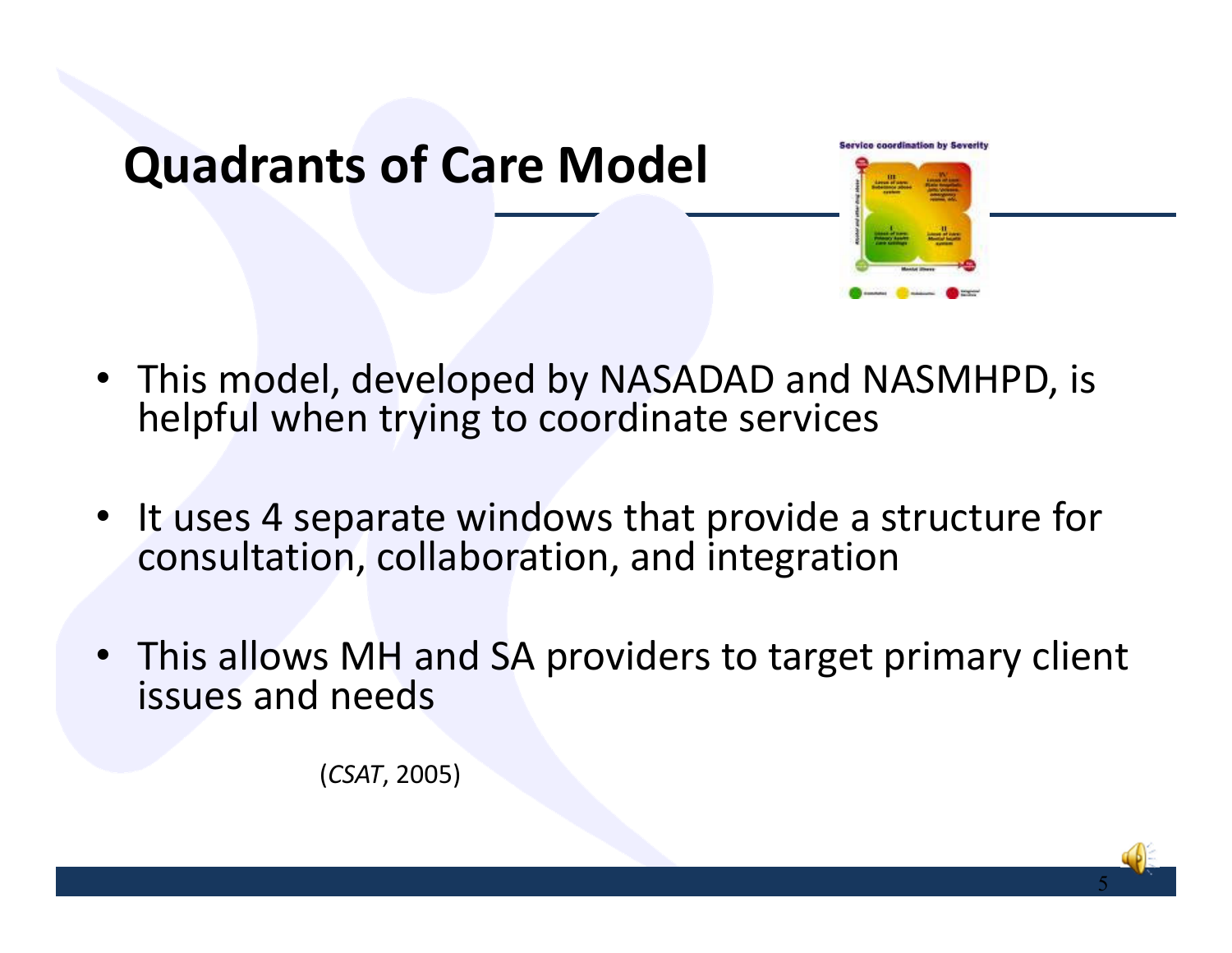# Quadrants of Care Model

- This model, developed by NASADAD and NASMHPD, is helpful when trying to coordinate services
- It uses 4 separate windows that provide a structure for consultation, collaboration, and integration
- This allows MH and SA providers to target primary client issues and needs

(*CSAT*, 2005)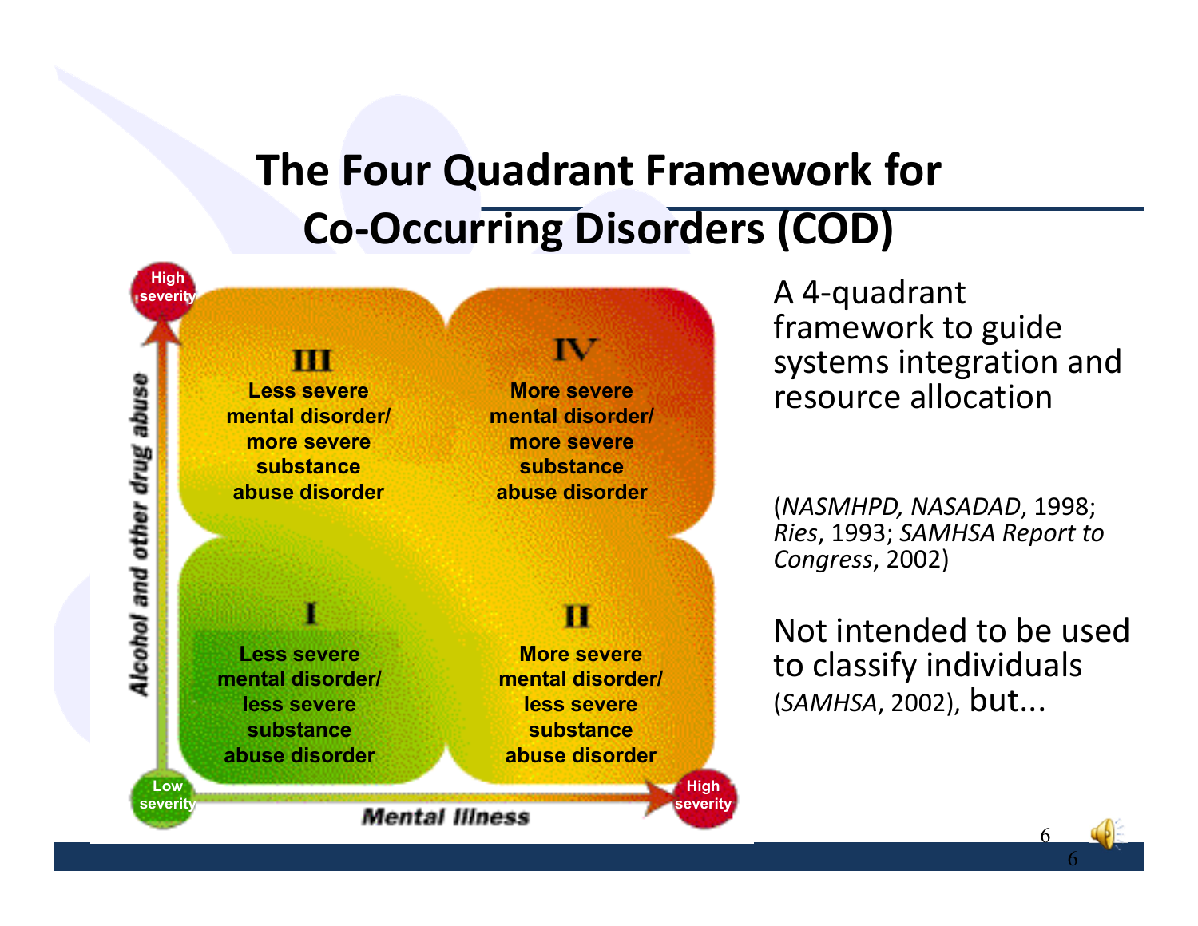# The Four Quadrant Framework for Co-Occurring Disorders (COD)

| | Less severe mental disorder | More severe mental disorder |
|---|---|---|
| **More severe substance abuse disorder** | **III** Less severe mental disorder/ more severe substance abuse disorder | **IV** More severe mental disorder/ more severe substance abuse disorder |
| **Less severe substance abuse disorder** | **I** Less severe mental disorder/ less severe substance abuse disorder | **II** More severe mental disorder/ less severe substance abuse disorder |

Vertical axis: Alcohol and other drug abuse (Low severity → High severity)

Horizontal axis: Mental Illness (Low severity → High severity)

A 4-quadrant framework to guide systems integration and resource allocation

(*NASMHPD, NASADAD*, 1998; *Ries*, 1993; *SAMHSA Report to Congress*, 2002)

Not intended to be used to classify individuals (*SAMHSA*, 2002), but...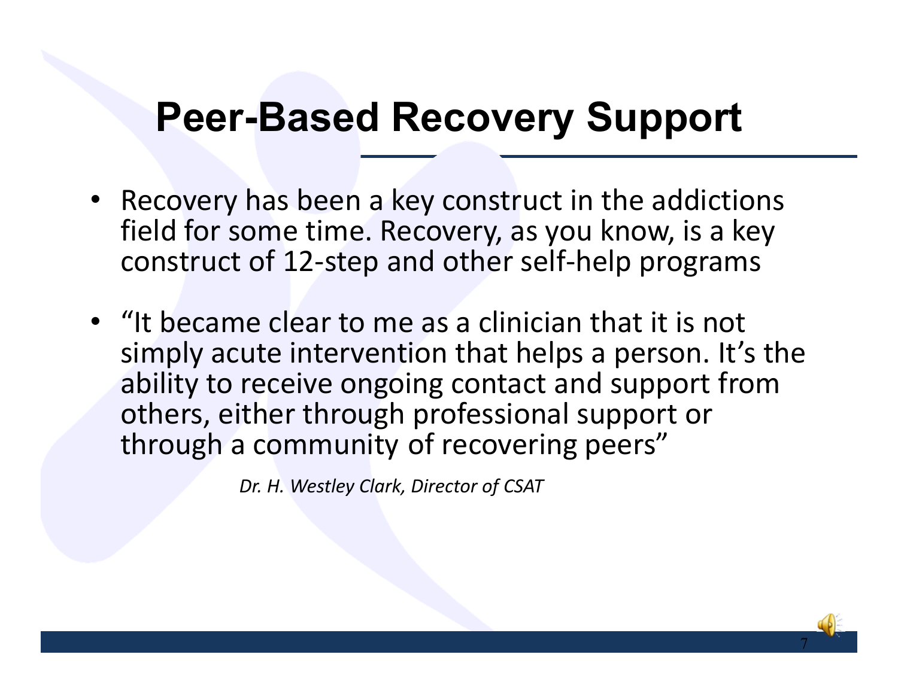# Peer-Based Recovery Support

- Recovery has been a key construct in the addictions field for some time. Recovery, as you know, is a key construct of 12-step and other self-help programs
- "It became clear to me as a clinician that it is not simply acute intervention that helps a person. It's the ability to receive ongoing contact and support from others, either through professional support or through a community of recovering peers"

*Dr. H. Westley Clark, Director of CSAT*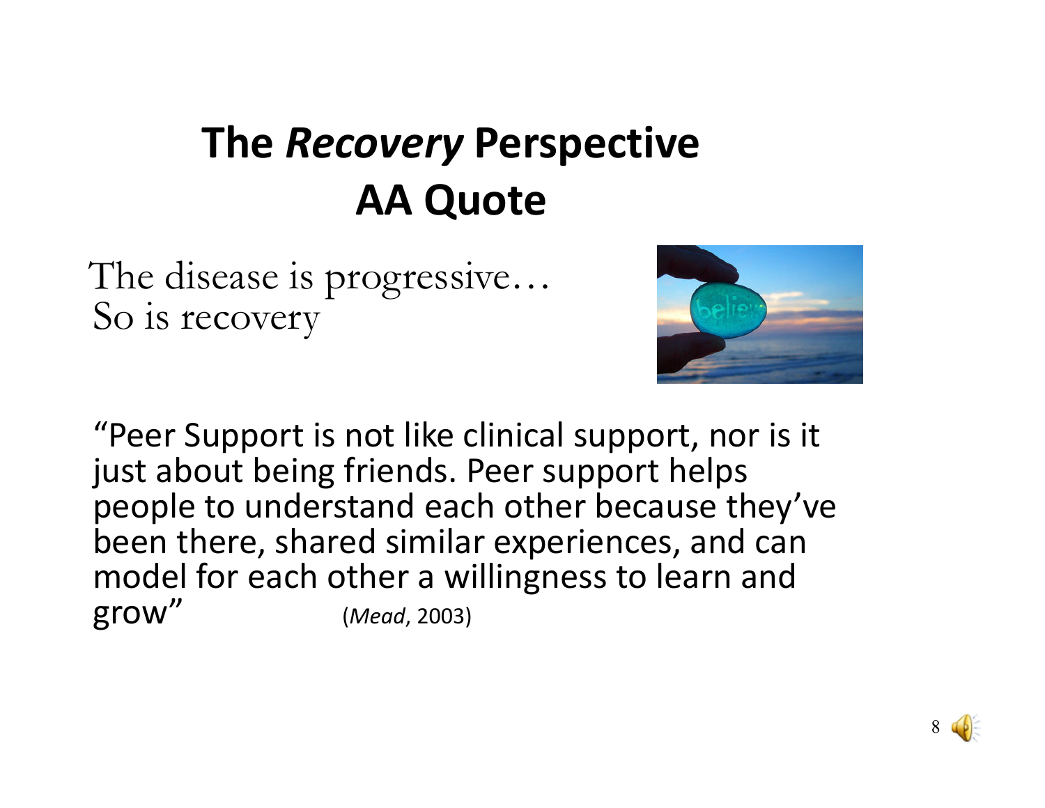# The *Recovery* Perspective
# AA Quote

The disease is progressive…
So is recovery

"Peer Support is not like clinical support, nor is it just about being friends. Peer support helps people to understand each other because they've been there, shared similar experiences, and can model for each other a willingness to learn and grow" (*Mead*, 2003)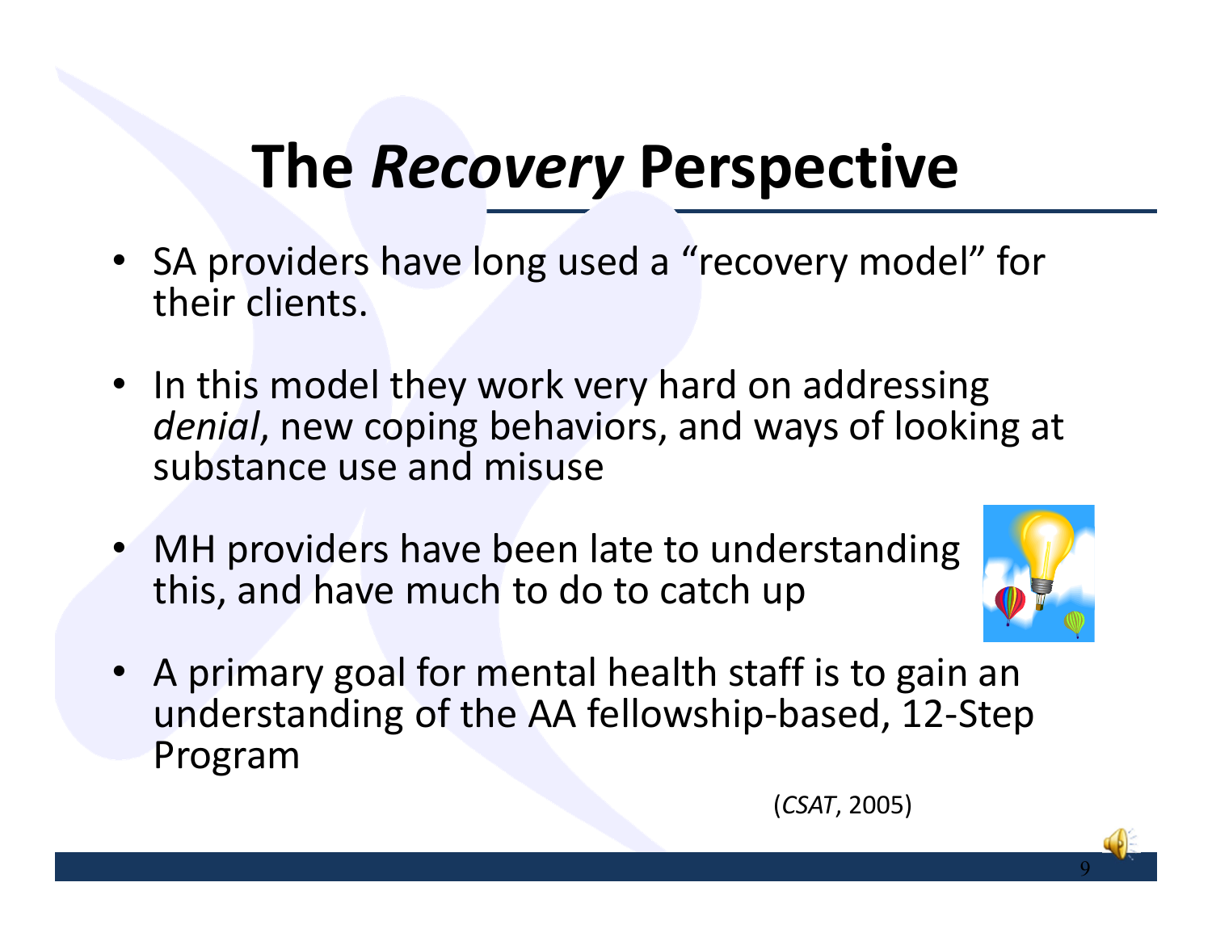# The *Recovery* Perspective

- SA providers have long used a "recovery model" for their clients.
- In this model they work very hard on addressing *denial*, new coping behaviors, and ways of looking at substance use and misuse
- MH providers have been late to understanding this, and have much to do to catch up
- A primary goal for mental health staff is to gain an understanding of the AA fellowship-based, 12-Step Program

(*CSAT*, 2005)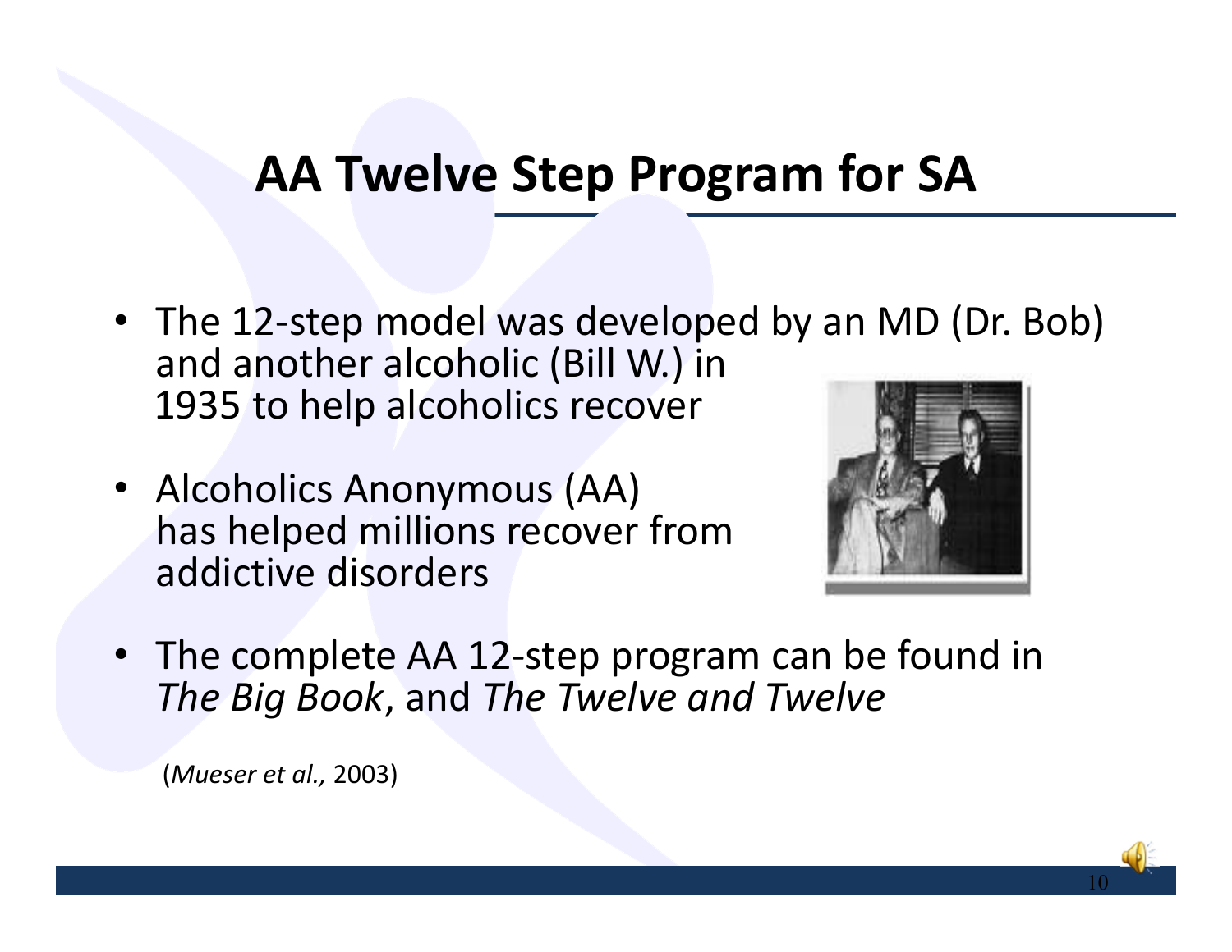# AA Twelve Step Program for SA

- The 12-step model was developed by an MD (Dr. Bob) and another alcoholic (Bill W.) in 1935 to help alcoholics recover
- Alcoholics Anonymous (AA) has helped millions recover from addictive disorders
- The complete AA 12-step program can be found in *The Big Book*, and *The Twelve and Twelve*

(*Mueser et al.,* 2003)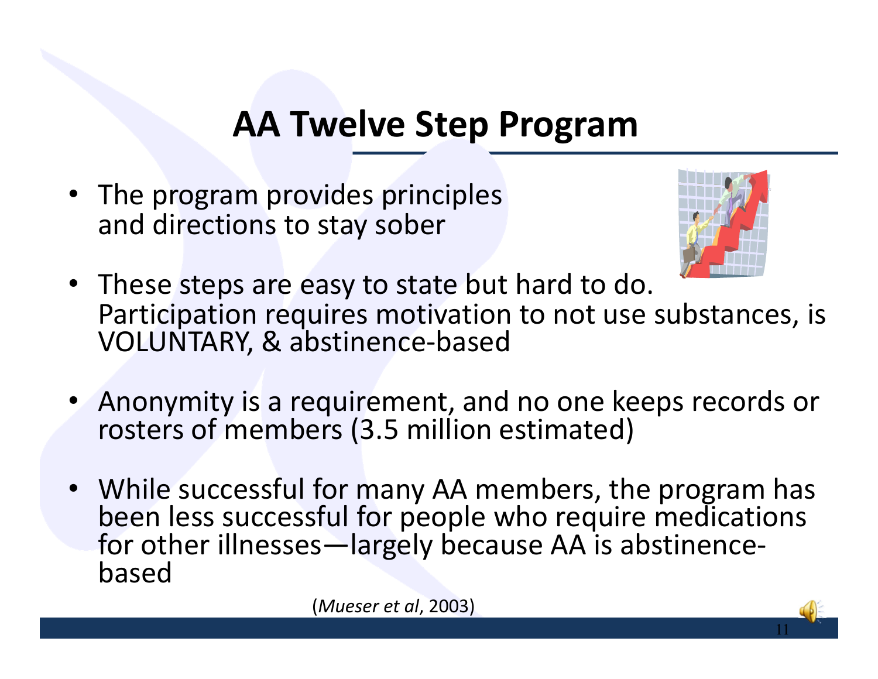# AA Twelve Step Program

- The program provides principles and directions to stay sober
- These steps are easy to state but hard to do. Participation requires motivation to not use substances, is VOLUNTARY, & abstinence-based
- Anonymity is a requirement, and no one keeps records or rosters of members (3.5 million estimated)
- While successful for many AA members, the program has been less successful for people who require medications for other illnesses—largely because AA is abstinence-based

(*Mueser et al*, 2003)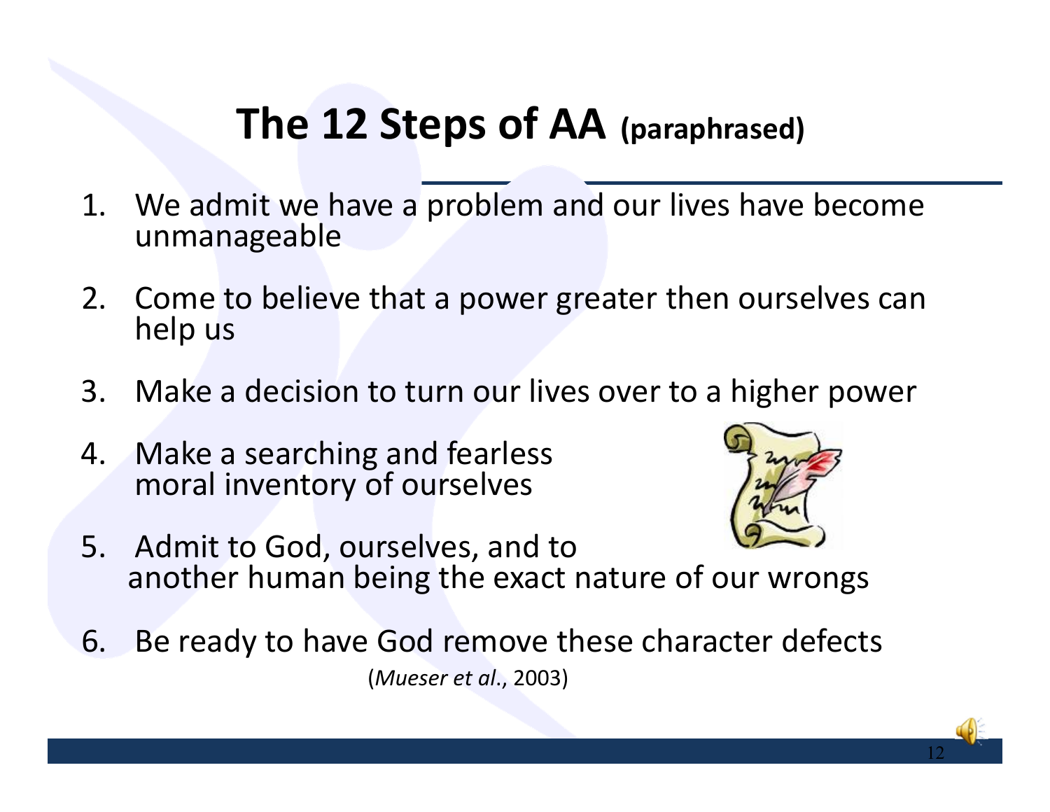# The 12 Steps of AA (paraphrased)

1. We admit we have a problem and our lives have become unmanageable
2. Come to believe that a power greater then ourselves can help us
3. Make a decision to turn our lives over to a higher power
4. Make a searching and fearless moral inventory of ourselves
5. Admit to God, ourselves, and to another human being the exact nature of our wrongs
6. Be ready to have God remove these character defects

(*Mueser et al.*, 2003)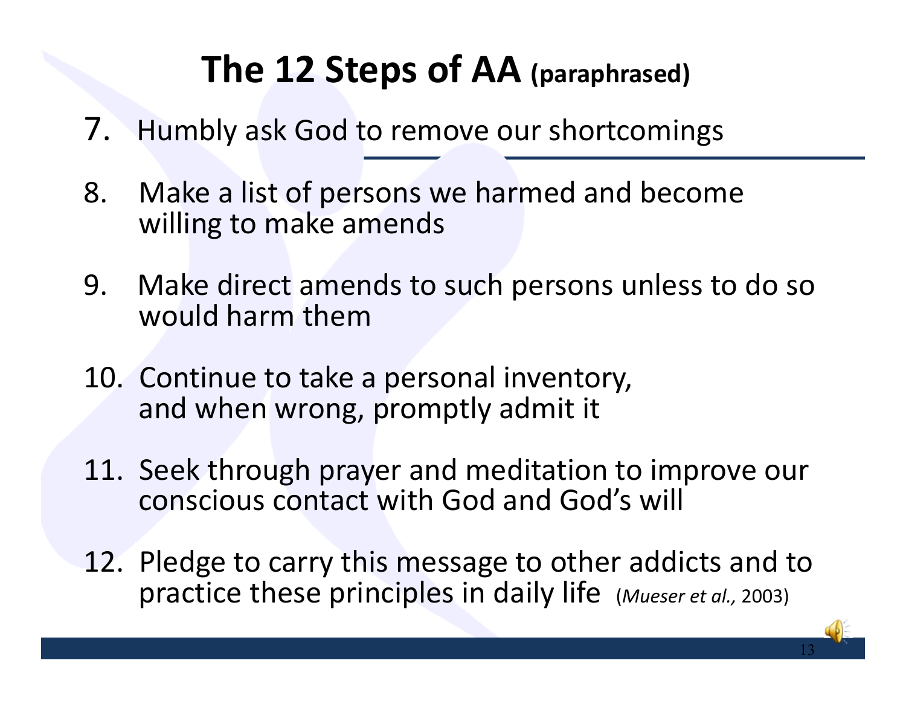# The 12 Steps of AA (paraphrased)

7. Humbly ask God to remove our shortcomings

8. Make a list of persons we harmed and become willing to make amends

9. Make direct amends to such persons unless to do so would harm them

10. Continue to take a personal inventory, and when wrong, promptly admit it

11. Seek through prayer and meditation to improve our conscious contact with God and God's will

12. Pledge to carry this message to other addicts and to practice these principles in daily life (*Mueser et al.,* 2003)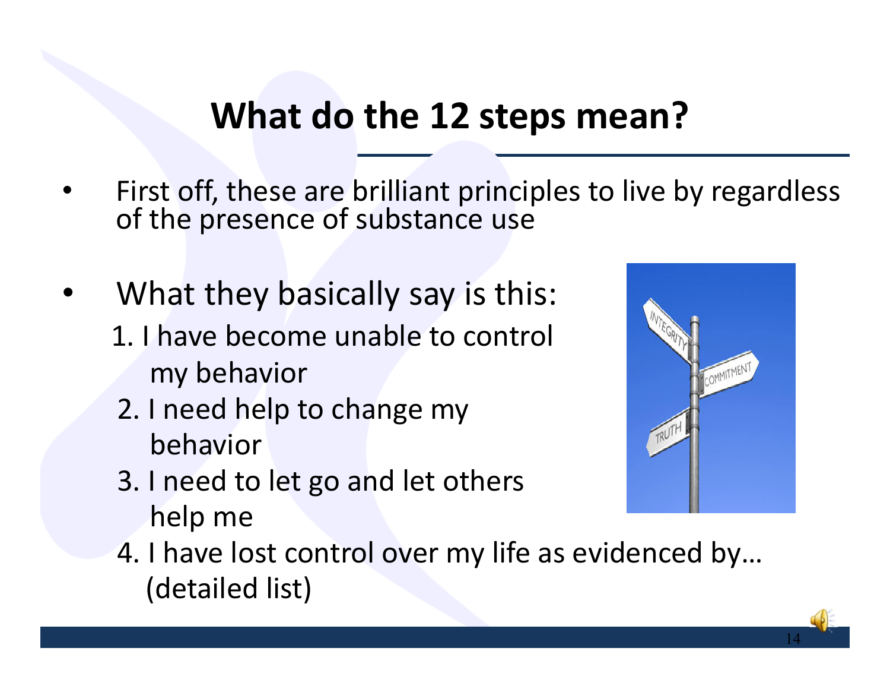# What do the 12 steps mean?

- First off, these are brilliant principles to live by regardless of the presence of substance use
- What they basically say is this:
  1. I have become unable to control my behavior
  2. I need help to change my behavior
  3. I need to let go and let others help me
  4. I have lost control over my life as evidenced by… (detailed list)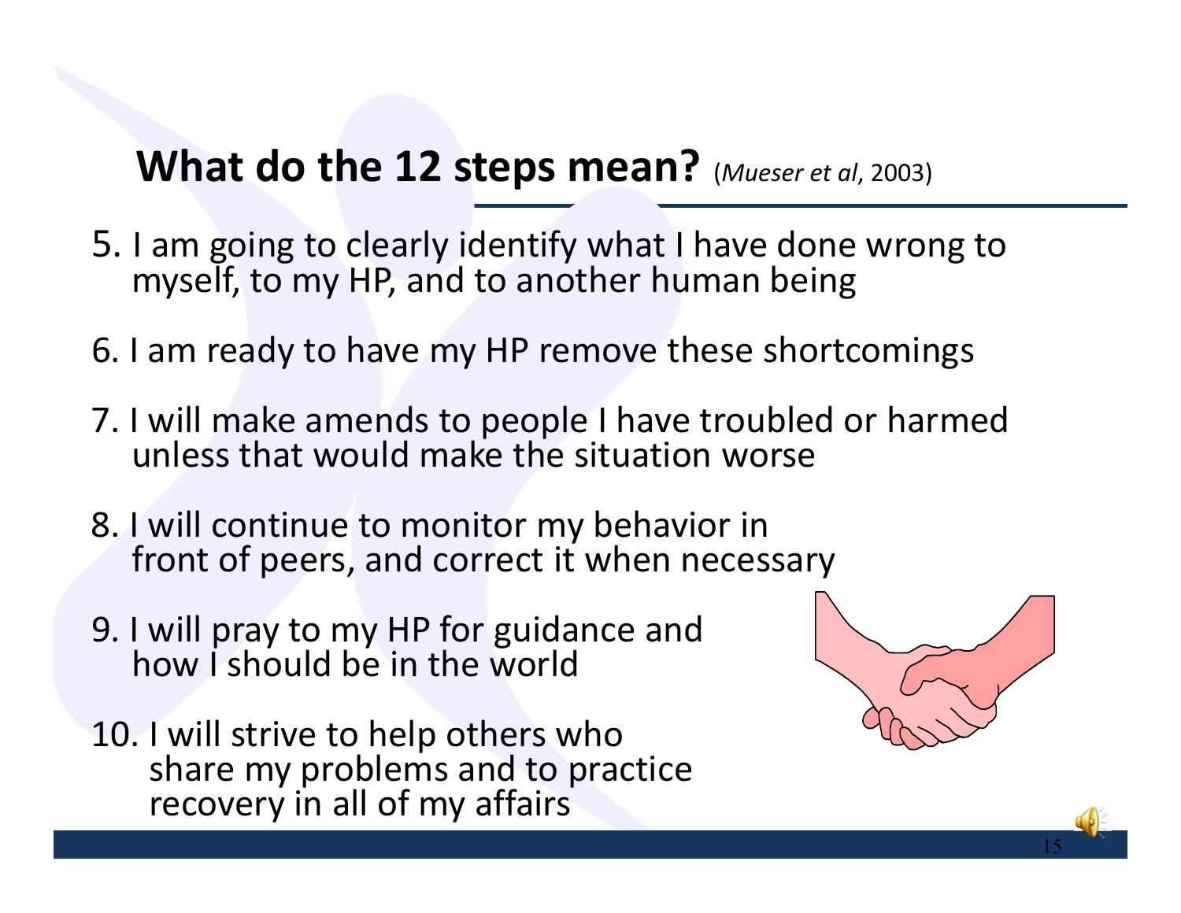## **What do the 12 steps mean?** (*Mueser et al*, 2003)

5. I am going to clearly identify what I have done wrong to myself, to my HP, and to another human being

6. I am ready to have my HP remove these shortcomings

7. I will make amends to people I have troubled or harmed unless that would make the situation worse

8. I will continue to monitor my behavior in front of peers, and correct it when necessary

9. I will pray to my HP for guidance and how I should be in the world

10. I will strive to help others who share my problems and to practice recovery in all of my affairs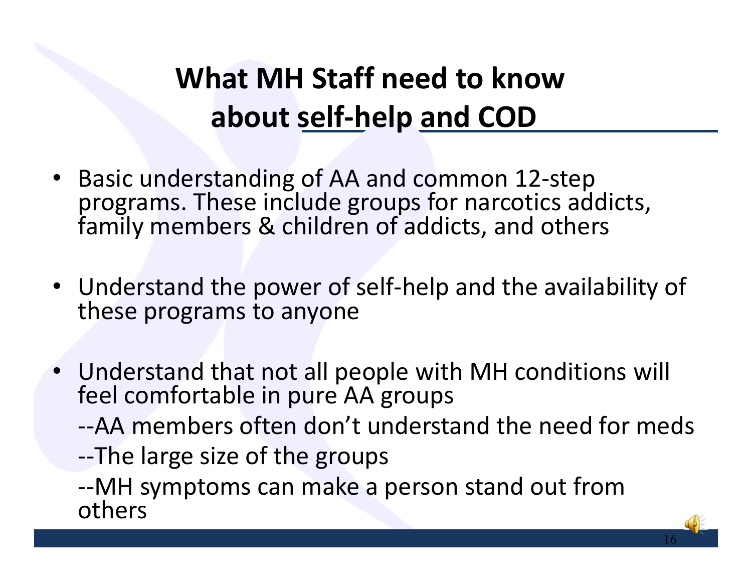# What MH Staff need to know about self-help and COD

- Basic understanding of AA and common 12-step programs. These include groups for narcotics addicts, family members & children of addicts, and others

- Understand the power of self-help and the availability of these programs to anyone

- Understand that not all people with MH conditions will feel comfortable in pure AA groups

  --AA members often don't understand the need for meds

  --The large size of the groups

  --MH symptoms can make a person stand out from others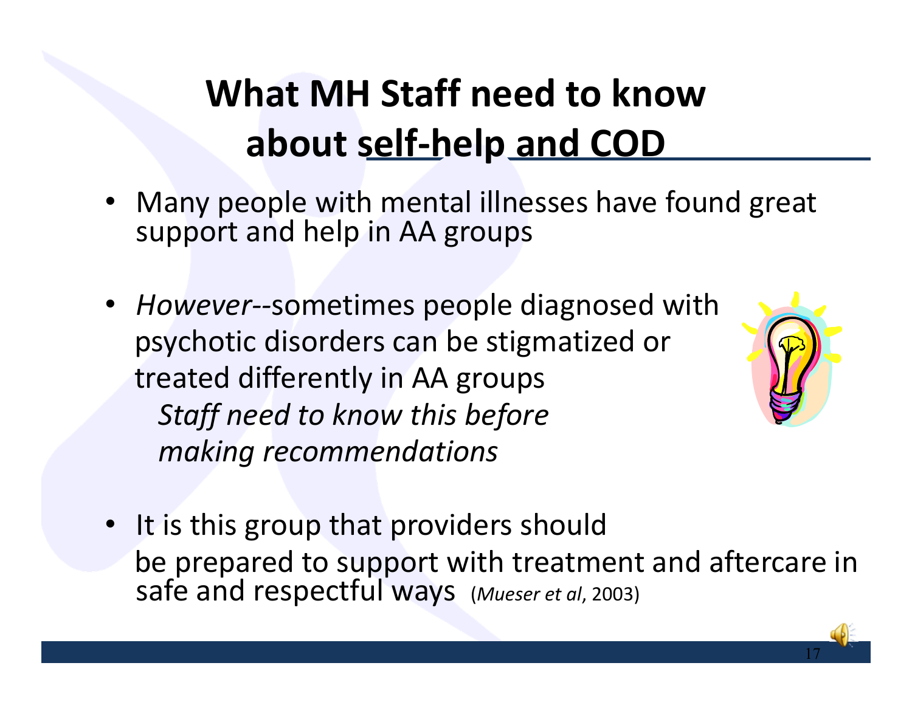# What MH Staff need to know about self-help and COD

- Many people with mental illnesses have found great support and help in AA groups

- *However*--sometimes people diagnosed with psychotic disorders can be stigmatized or treated differently in AA groups
  *Staff need to know this before making recommendations*

- It is this group that providers should be prepared to support with treatment and aftercare in safe and respectful ways (*Mueser et al*, 2003)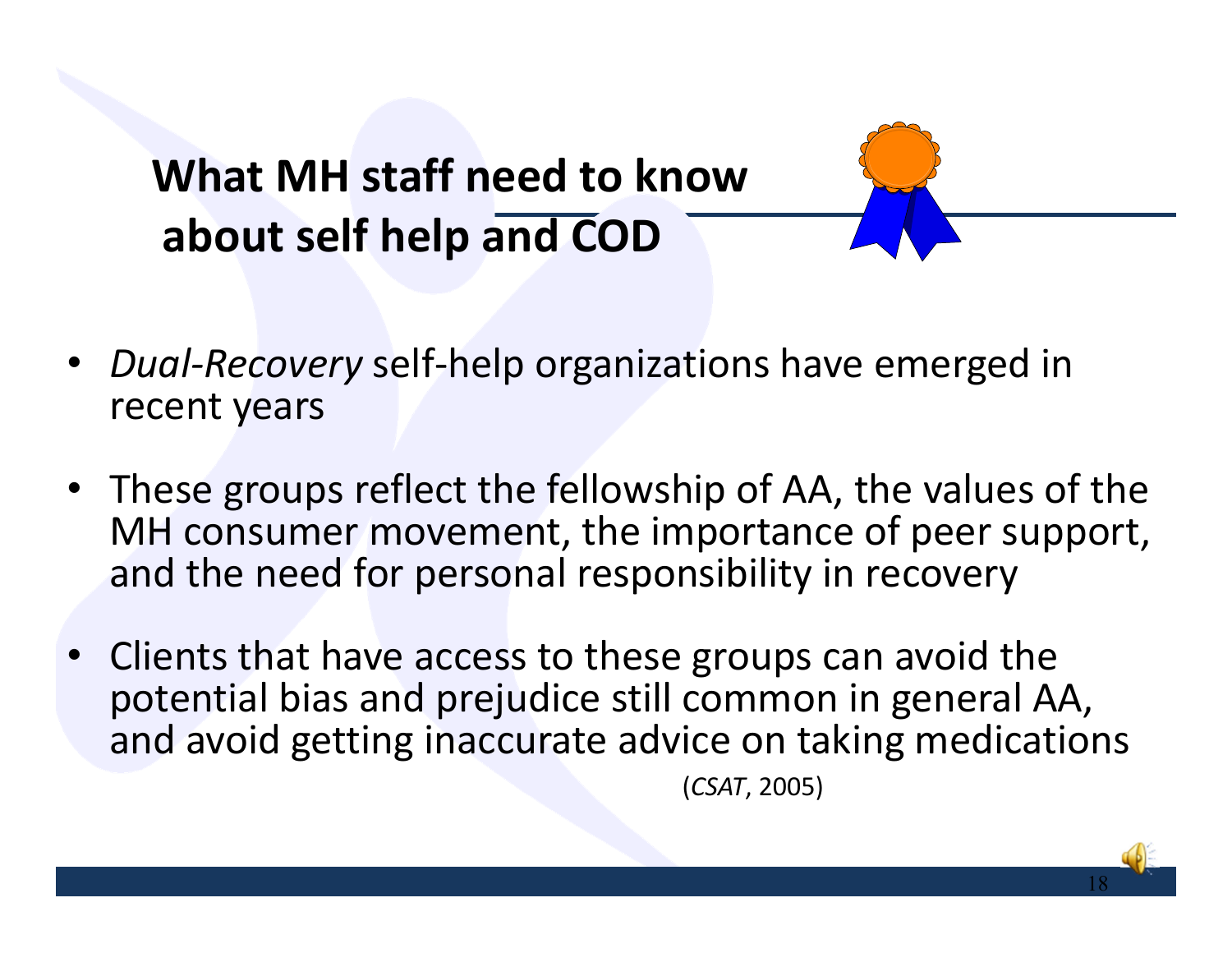# What MH staff need to know about self help and COD

- *Dual-Recovery* self-help organizations have emerged in recent years
- These groups reflect the fellowship of AA, the values of the MH consumer movement, the importance of peer support, and the need for personal responsibility in recovery
- Clients that have access to these groups can avoid the potential bias and prejudice still common in general AA, and avoid getting inaccurate advice on taking medications

(*CSAT*, 2005)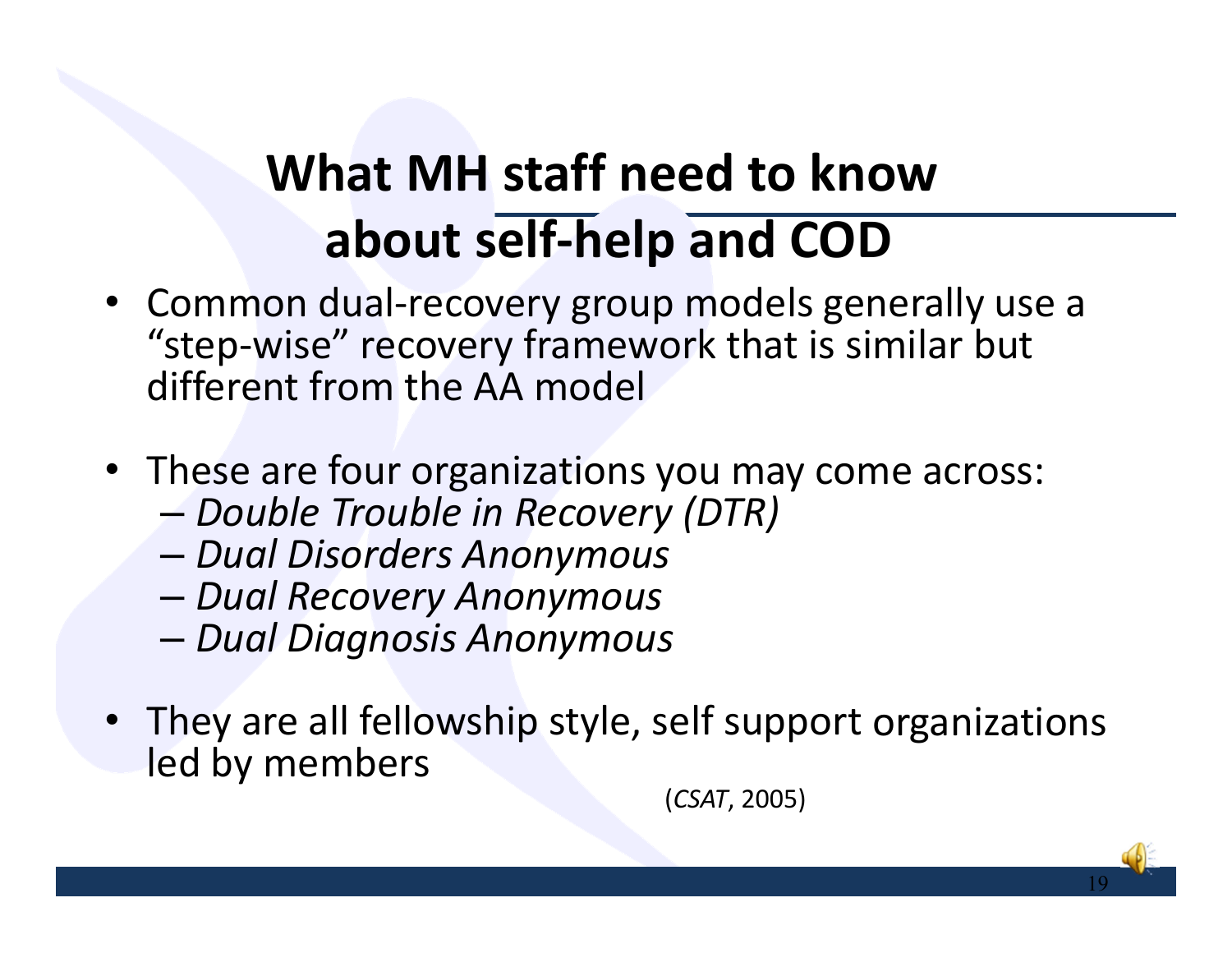# What MH staff need to know about self-help and COD

- Common dual-recovery group models generally use a "step-wise" recovery framework that is similar but different from the AA model
- These are four organizations you may come across:
  - *Double Trouble in Recovery (DTR)*
  - *Dual Disorders Anonymous*
  - *Dual Recovery Anonymous*
  - *Dual Diagnosis Anonymous*
- They are all fellowship style, self support organizations led by members

(*CSAT*, 2005)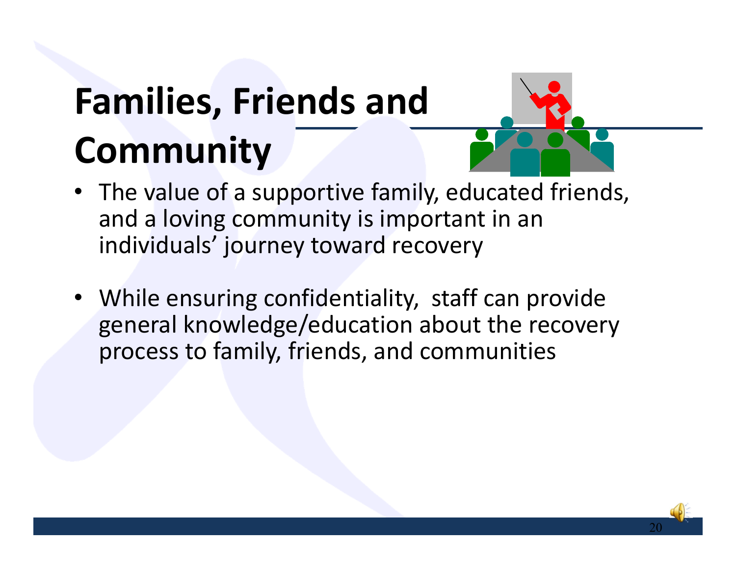# Families, Friends and Community

- The value of a supportive family, educated friends, and a loving community is important in an individuals' journey toward recovery
- While ensuring confidentiality, staff can provide general knowledge/education about the recovery process to family, friends, and communities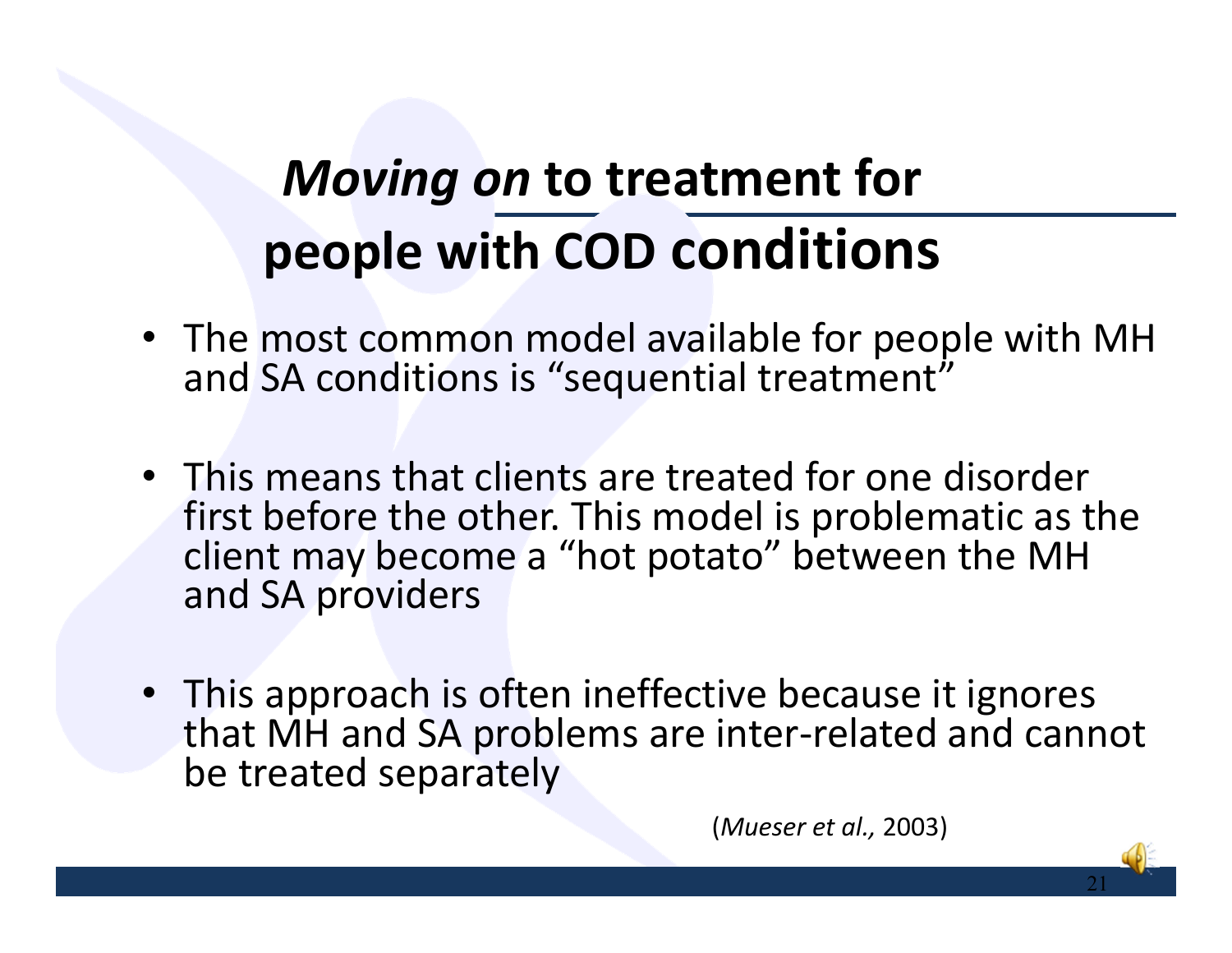# *Moving on* to treatment for people with COD conditions

- The most common model available for people with MH and SA conditions is "sequential treatment"
- This means that clients are treated for one disorder first before the other. This model is problematic as the client may become a "hot potato" between the MH and SA providers
- This approach is often ineffective because it ignores that MH and SA problems are inter-related and cannot be treated separately

(*Mueser et al.,* 2003)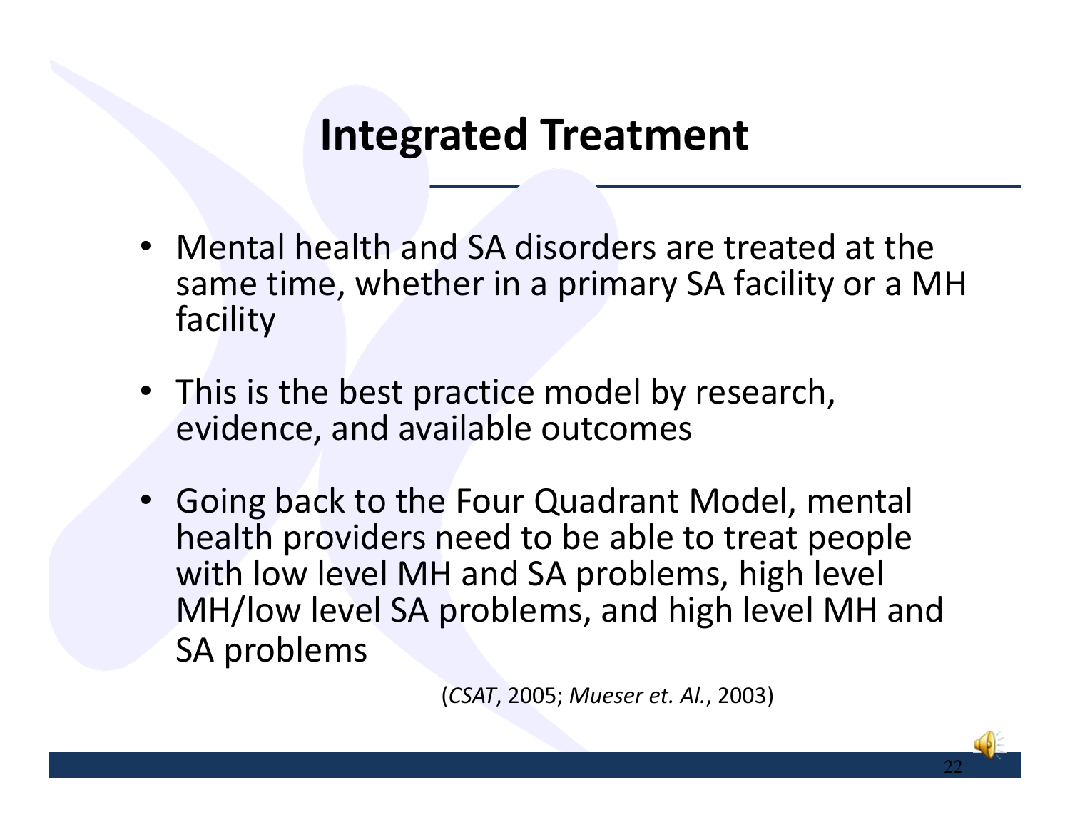# Integrated Treatment

- Mental health and SA disorders are treated at the same time, whether in a primary SA facility or a MH facility
- This is the best practice model by research, evidence, and available outcomes
- Going back to the Four Quadrant Model, mental health providers need to be able to treat people with low level MH and SA problems, high level MH/low level SA problems, and high level MH and SA problems

(*CSAT*, 2005; *Mueser et. Al.*, 2003)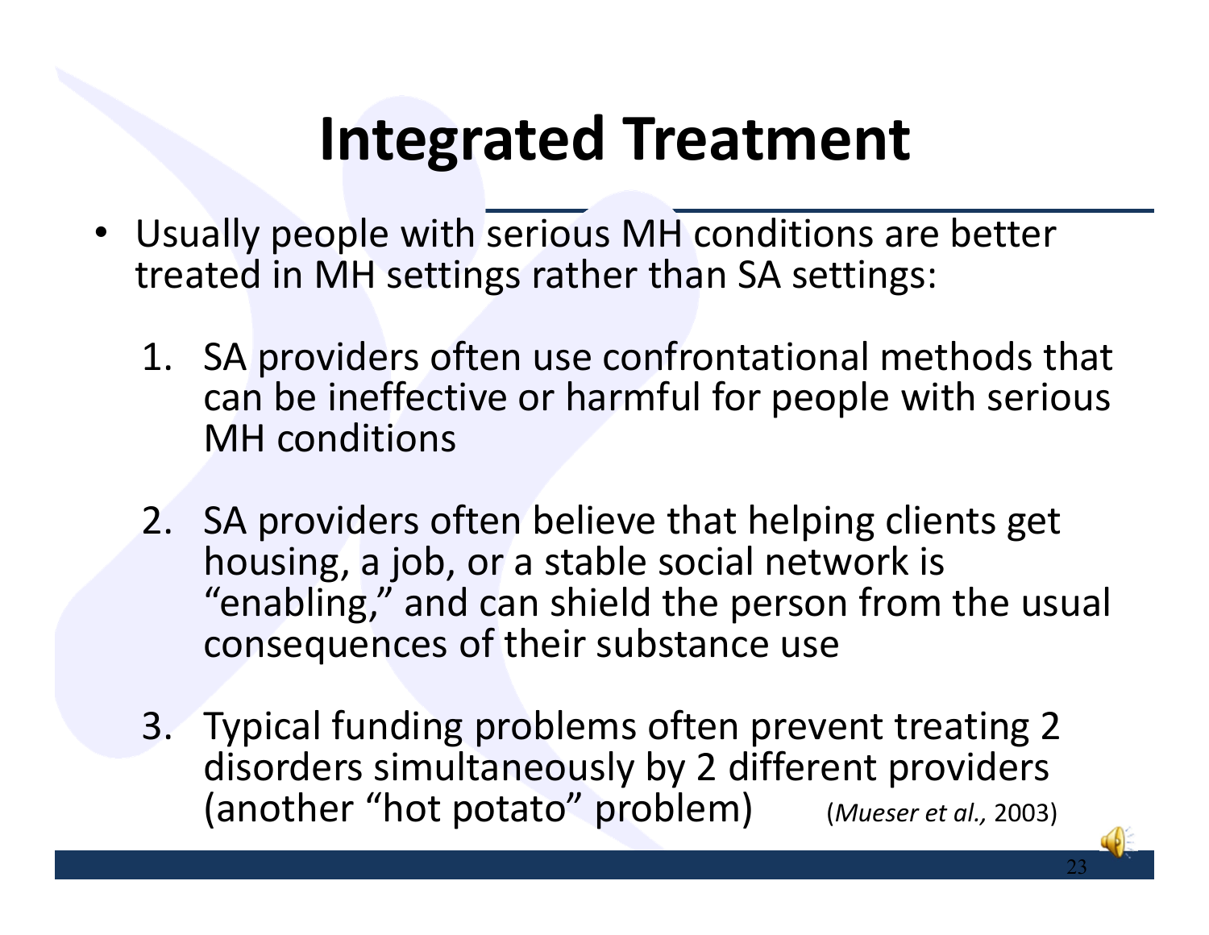# Integrated Treatment

- Usually people with serious MH conditions are better treated in MH settings rather than SA settings:

  1. SA providers often use confrontational methods that can be ineffective or harmful for people with serious MH conditions

  2. SA providers often believe that helping clients get housing, a job, or a stable social network is "enabling," and can shield the person from the usual consequences of their substance use

  3. Typical funding problems often prevent treating 2 disorders simultaneously by 2 different providers (another "hot potato" problem) (*Mueser et al.,* 2003)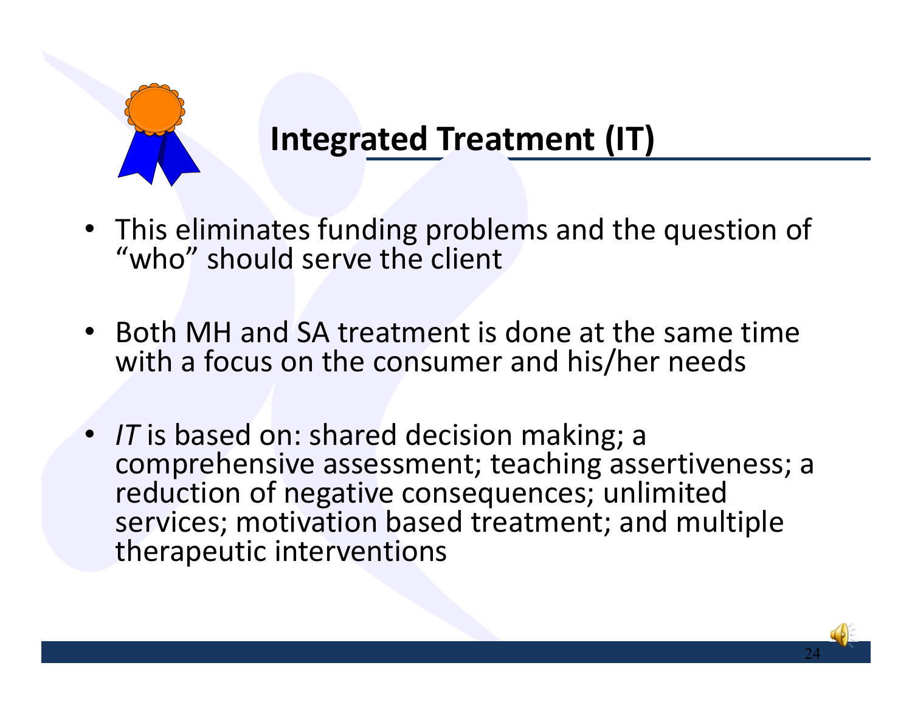## Integrated Treatment (IT)

- This eliminates funding problems and the question of "who" should serve the client
- Both MH and SA treatment is done at the same time with a focus on the consumer and his/her needs
- *IT* is based on: shared decision making; a comprehensive assessment; teaching assertiveness; a reduction of negative consequences; unlimited services; motivation based treatment; and multiple therapeutic interventions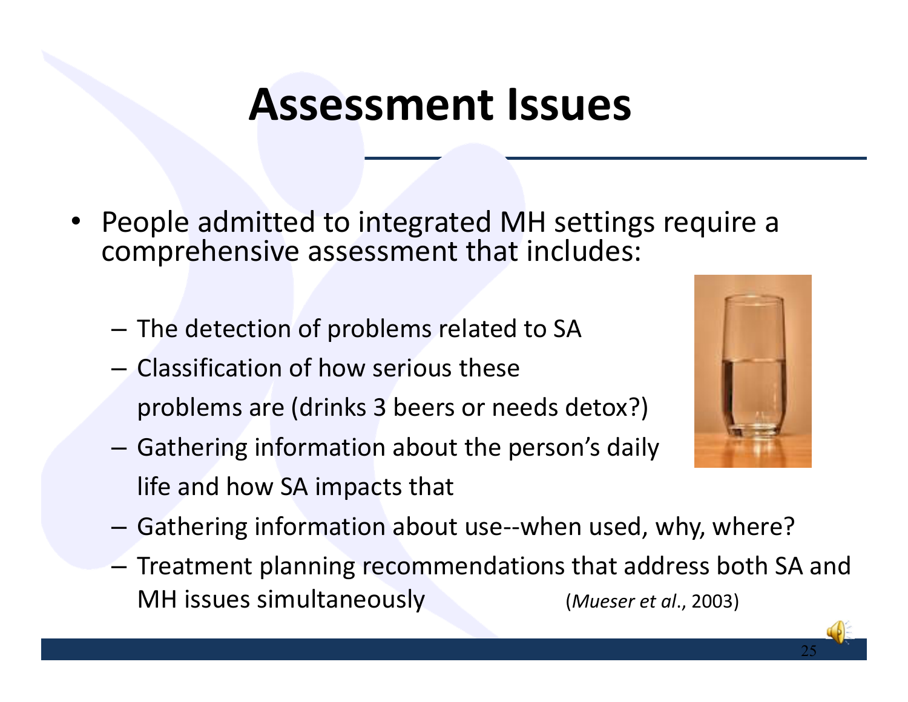# Assessment Issues

- People admitted to integrated MH settings require a comprehensive assessment that includes:
  - The detection of problems related to SA
  - Classification of how serious these problems are (drinks 3 beers or needs detox?)
  - Gathering information about the person's daily life and how SA impacts that
  - Gathering information about use--when used, why, where?
  - Treatment planning recommendations that address both SA and MH issues simultaneously (*Mueser et al*., 2003)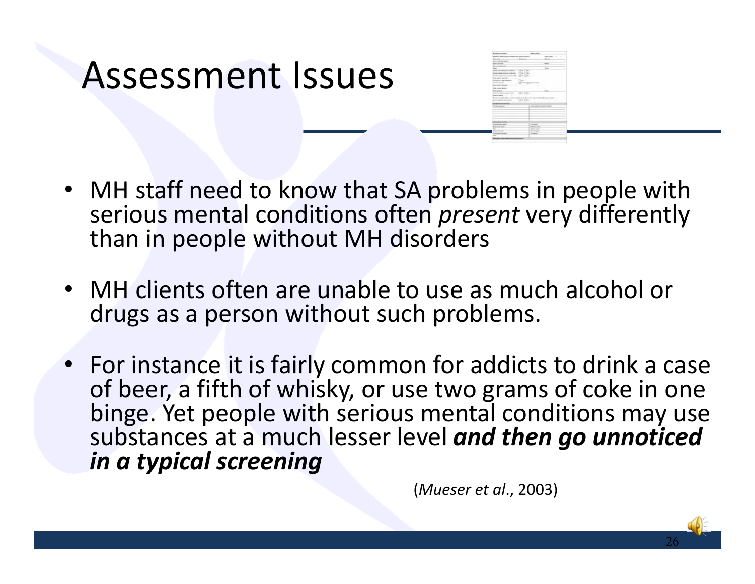# Assessment Issues

- MH staff need to know that SA problems in people with serious mental conditions often *present* very differently than in people without MH disorders

- MH clients often are unable to use as much alcohol or drugs as a person without such problems.

- For instance it is fairly common for addicts to drink a case of beer, a fifth of whisky, or use two grams of coke in one binge. Yet people with serious mental conditions may use substances at a much lesser level ***and then go unnoticed in a typical screening***

(*Mueser et al*., 2003)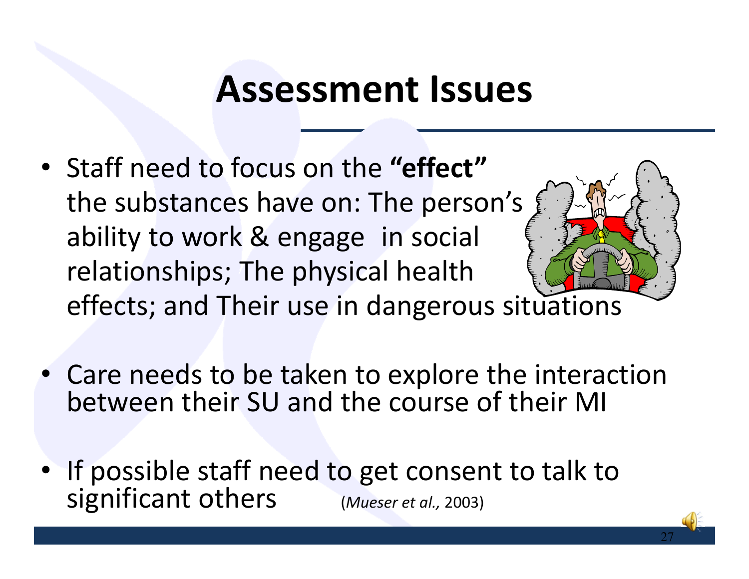# Assessment Issues

- Staff need to focus on the **"effect"** the substances have on: The person's ability to work & engage in social relationships; The physical health effects; and Their use in dangerous situations

- Care needs to be taken to explore the interaction between their SU and the course of their MI

- If possible staff need to get consent to talk to significant others (*Mueser et al.,* 2003)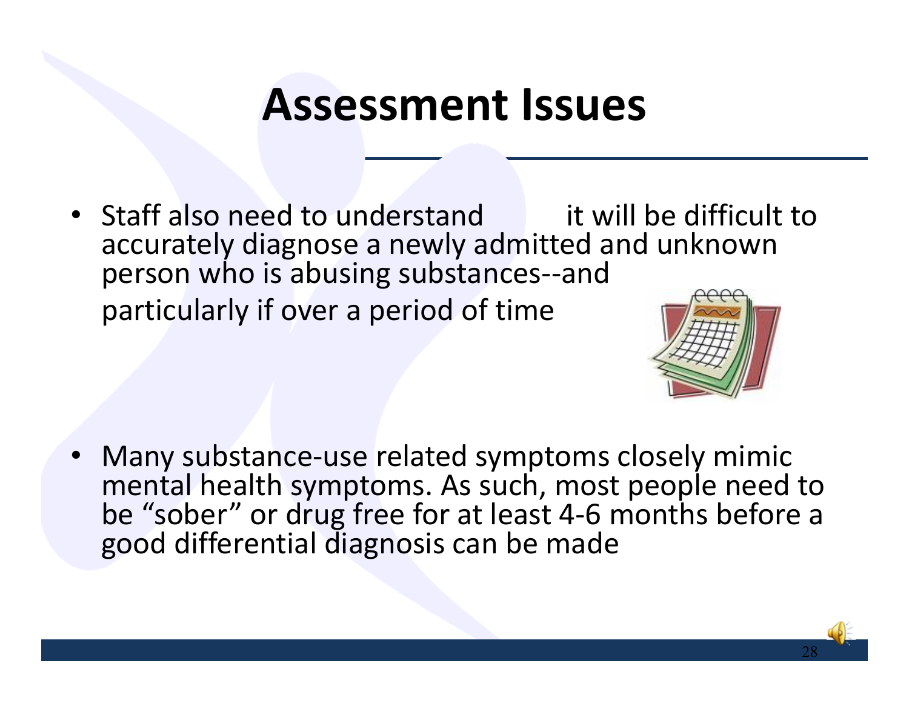# Assessment Issues

- Staff also need to understand it will be difficult to accurately diagnose a newly admitted and unknown person who is abusing substances--and particularly if over a period of time
- Many substance-use related symptoms closely mimic mental health symptoms. As such, most people need to be "sober" or drug free for at least 4-6 months before a good differential diagnosis can be made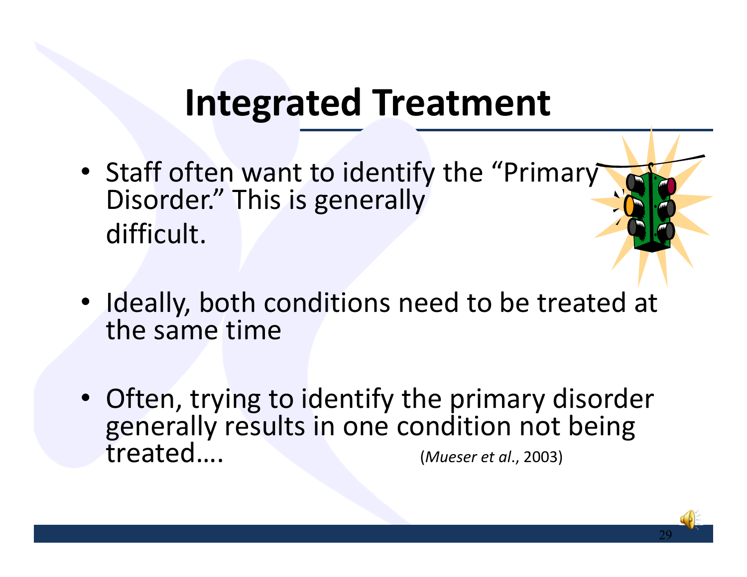# Integrated Treatment

- Staff often want to identify the "Primary Disorder." This is generally difficult.
- Ideally, both conditions need to be treated at the same time
- Often, trying to identify the primary disorder generally results in one condition not being treated…. (*Mueser et al.*, 2003)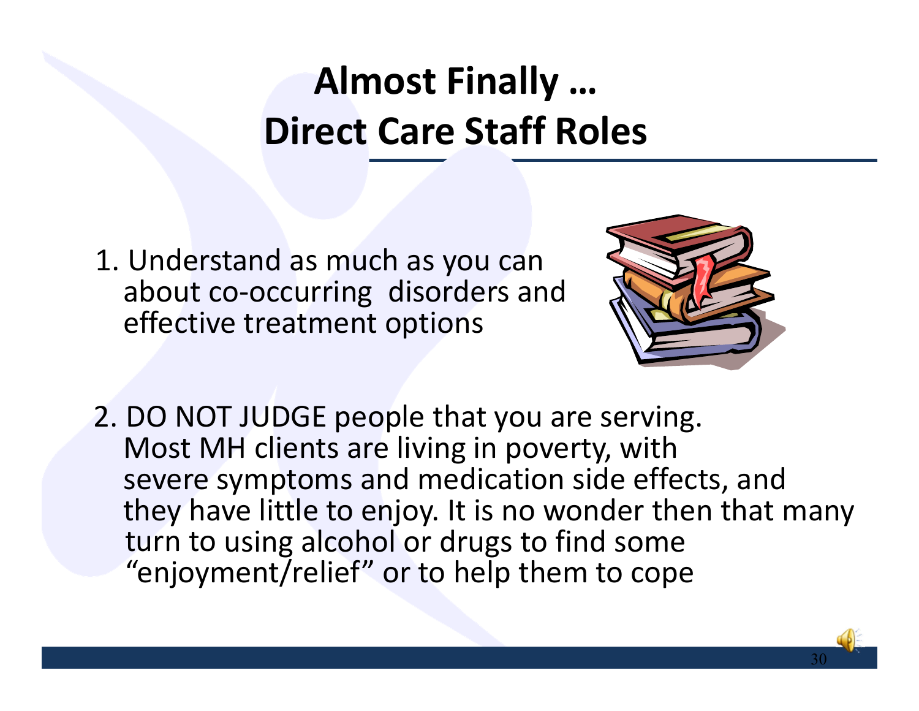# Almost Finally …
# Direct Care Staff Roles

1. Understand as much as you can about co-occurring disorders and effective treatment options

2. DO NOT JUDGE people that you are serving. Most MH clients are living in poverty, with severe symptoms and medication side effects, and they have little to enjoy. It is no wonder then that many turn to using alcohol or drugs to find some "enjoyment/relief" or to help them to cope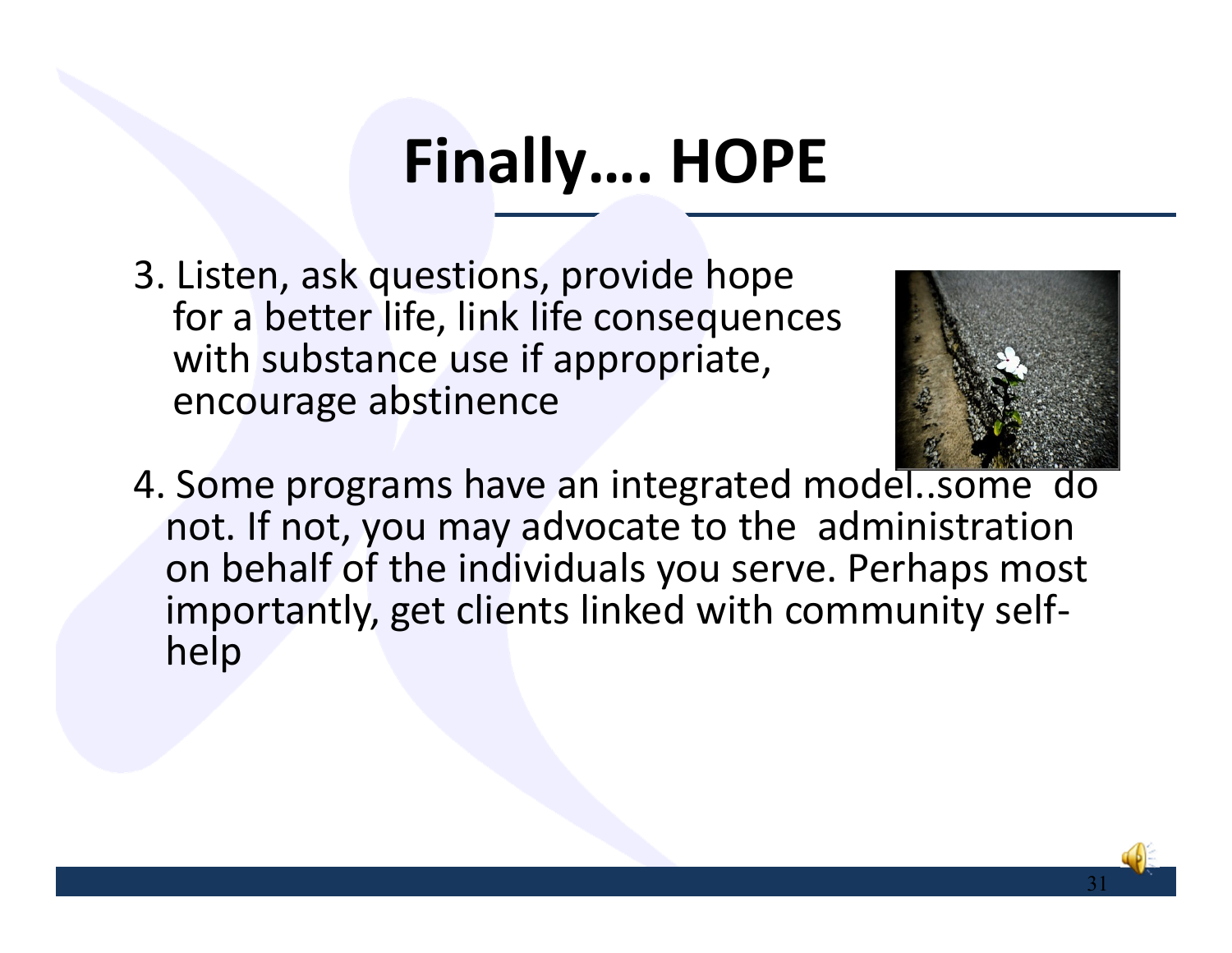# Finally…. HOPE

3. Listen, ask questions, provide hope for a better life, link life consequences with substance use if appropriate, encourage abstinence

4. Some programs have an integrated model..some do not. If not, you may advocate to the administration on behalf of the individuals you serve. Perhaps most importantly, get clients linked with community self-help